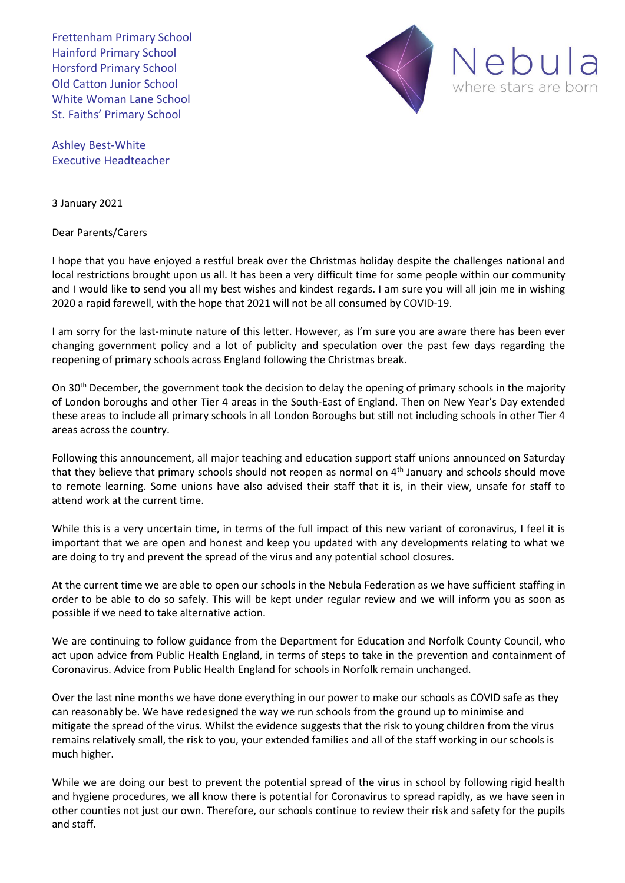Frettenham Primary School
Hainford Primary School
Horsford Primary School
Old Catton Junior School
White Woman Lane School
St. Faiths' Primary School

Nebula
where stars are born

Ashley Best-White
Executive Headteacher

3 January 2021

Dear Parents/Carers

I hope that you have enjoyed a restful break over the Christmas holiday despite the challenges national and local restrictions brought upon us all. It has been a very difficult time for some people within our community and I would like to send you all my best wishes and kindest regards. I am sure you will all join me in wishing 2020 a rapid farewell, with the hope that 2021 will not be all consumed by COVID-19.

I am sorry for the last-minute nature of this letter. However, as I'm sure you are aware there has been ever changing government policy and a lot of publicity and speculation over the past few days regarding the reopening of primary schools across England following the Christmas break.

On 30th December, the government took the decision to delay the opening of primary schools in the majority of London boroughs and other Tier 4 areas in the South-East of England. Then on New Year's Day extended these areas to include all primary schools in all London Boroughs but still not including schools in other Tier 4 areas across the country.

Following this announcement, all major teaching and education support staff unions announced on Saturday that they believe that primary schools should not reopen as normal on 4th January and schools should move to remote learning. Some unions have also advised their staff that it is, in their view, unsafe for staff to attend work at the current time.

While this is a very uncertain time, in terms of the full impact of this new variant of coronavirus, I feel it is important that we are open and honest and keep you updated with any developments relating to what we are doing to try and prevent the spread of the virus and any potential school closures.

At the current time we are able to open our schools in the Nebula Federation as we have sufficient staffing in order to be able to do so safely. This will be kept under regular review and we will inform you as soon as possible if we need to take alternative action.

We are continuing to follow guidance from the Department for Education and Norfolk County Council, who act upon advice from Public Health England, in terms of steps to take in the prevention and containment of Coronavirus. Advice from Public Health England for schools in Norfolk remain unchanged.

Over the last nine months we have done everything in our power to make our schools as COVID safe as they can reasonably be. We have redesigned the way we run schools from the ground up to minimise and mitigate the spread of the virus. Whilst the evidence suggests that the risk to young children from the virus remains relatively small, the risk to you, your extended families and all of the staff working in our schools is much higher.

While we are doing our best to prevent the potential spread of the virus in school by following rigid health and hygiene procedures, we all know there is potential for Coronavirus to spread rapidly, as we have seen in other counties not just our own. Therefore, our schools continue to review their risk and safety for the pupils and staff.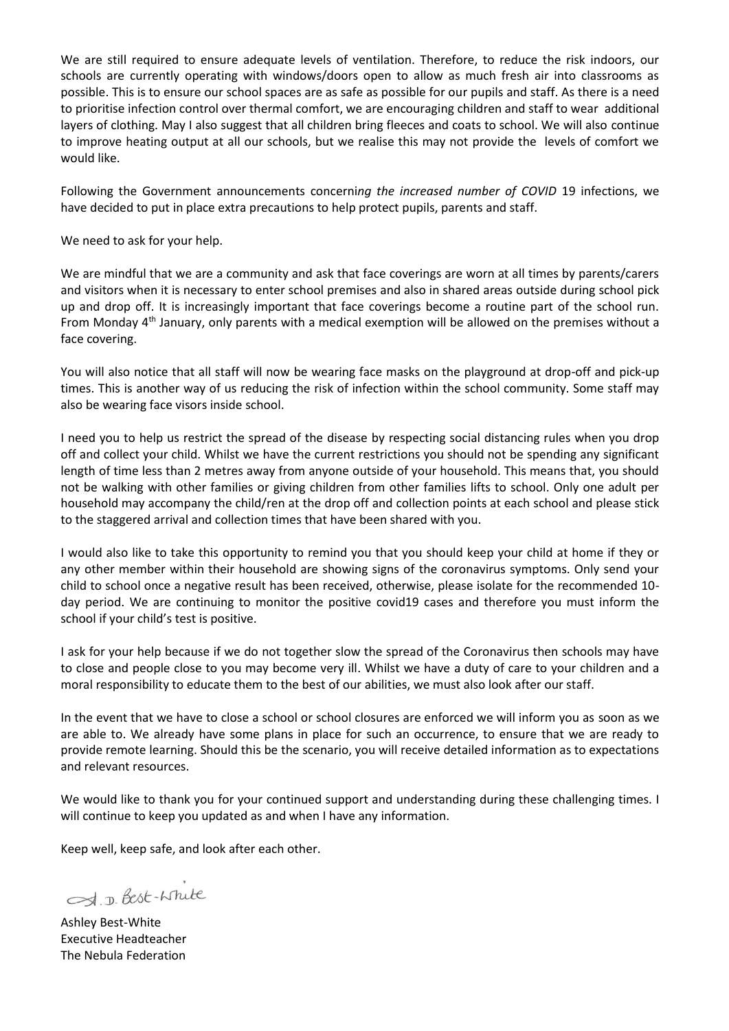We are still required to ensure adequate levels of ventilation. Therefore, to reduce the risk indoors, our schools are currently operating with windows/doors open to allow as much fresh air into classrooms as possible. This is to ensure our school spaces are as safe as possible for our pupils and staff. As there is a need to prioritise infection control over thermal comfort, we are encouraging children and staff to wear additional layers of clothing. May I also suggest that all children bring fleeces and coats to school. We will also continue to improve heating output at all our schools, but we realise this may not provide the levels of comfort we would like.

Following the Government announcements concerni*ng the increased number of COVID* 19 infections, we have decided to put in place extra precautions to help protect pupils, parents and staff.

We need to ask for your help.

We are mindful that we are a community and ask that face coverings are worn at all times by parents/carers and visitors when it is necessary to enter school premises and also in shared areas outside during school pick up and drop off. It is increasingly important that face coverings become a routine part of the school run. From Monday 4th January, only parents with a medical exemption will be allowed on the premises without a face covering.

You will also notice that all staff will now be wearing face masks on the playground at drop-off and pick-up times. This is another way of us reducing the risk of infection within the school community. Some staff may also be wearing face visors inside school.

I need you to help us restrict the spread of the disease by respecting social distancing rules when you drop off and collect your child. Whilst we have the current restrictions you should not be spending any significant length of time less than 2 metres away from anyone outside of your household. This means that, you should not be walking with other families or giving children from other families lifts to school. Only one adult per household may accompany the child/ren at the drop off and collection points at each school and please stick to the staggered arrival and collection times that have been shared with you.

I would also like to take this opportunity to remind you that you should keep your child at home if they or any other member within their household are showing signs of the coronavirus symptoms. Only send your child to school once a negative result has been received, otherwise, please isolate for the recommended 10-day period. We are continuing to monitor the positive covid19 cases and therefore you must inform the school if your child's test is positive.

I ask for your help because if we do not together slow the spread of the Coronavirus then schools may have to close and people close to you may become very ill. Whilst we have a duty of care to your children and a moral responsibility to educate them to the best of our abilities, we must also look after our staff.

In the event that we have to close a school or school closures are enforced we will inform you as soon as we are able to. We already have some plans in place for such an occurrence, to ensure that we are ready to provide remote learning. Should this be the scenario, you will receive detailed information as to expectations and relevant resources.

We would like to thank you for your continued support and understanding during these challenging times. I will continue to keep you updated as and when I have any information.

Keep well, keep safe, and look after each other.

A. D. Best-White

Ashley Best-White
Executive Headteacher
The Nebula Federation